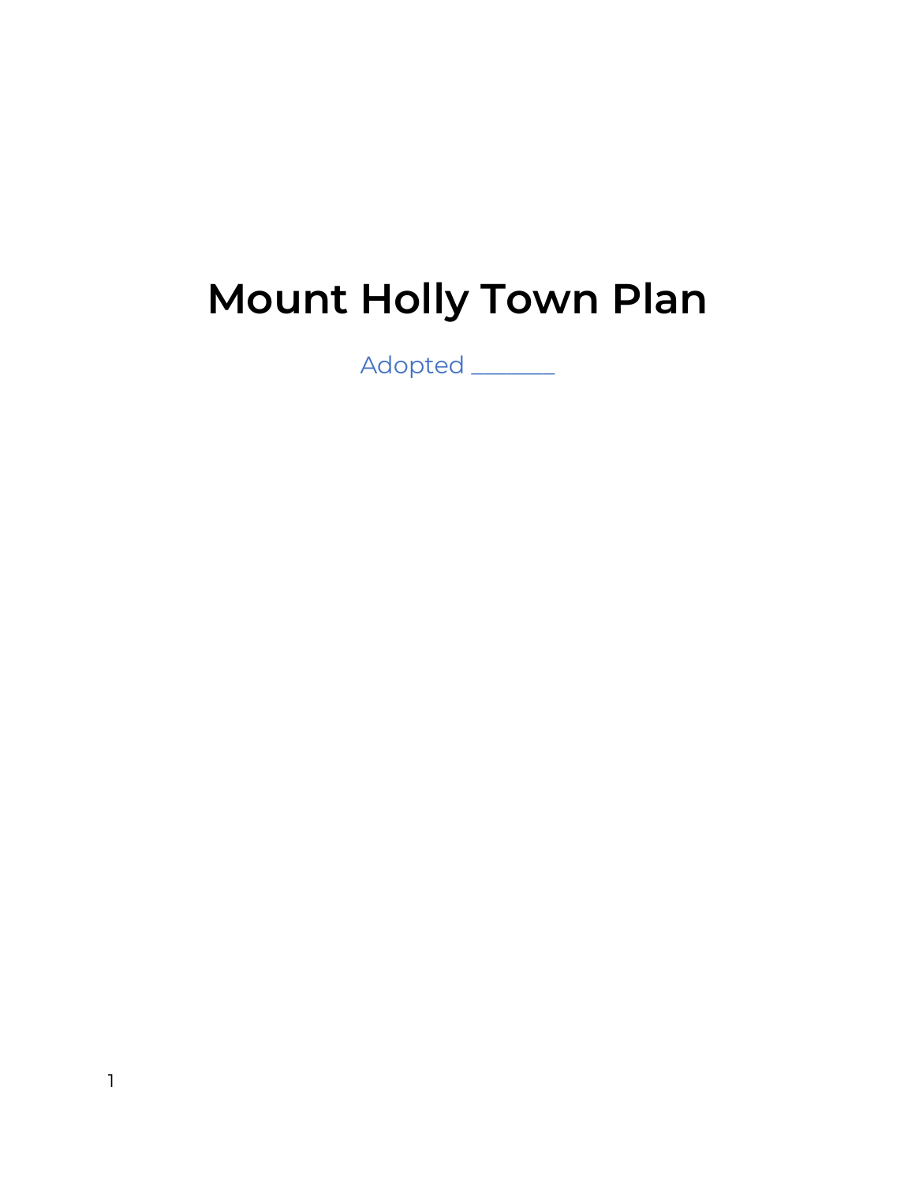# Mount Holly Town Plan

Adopted ________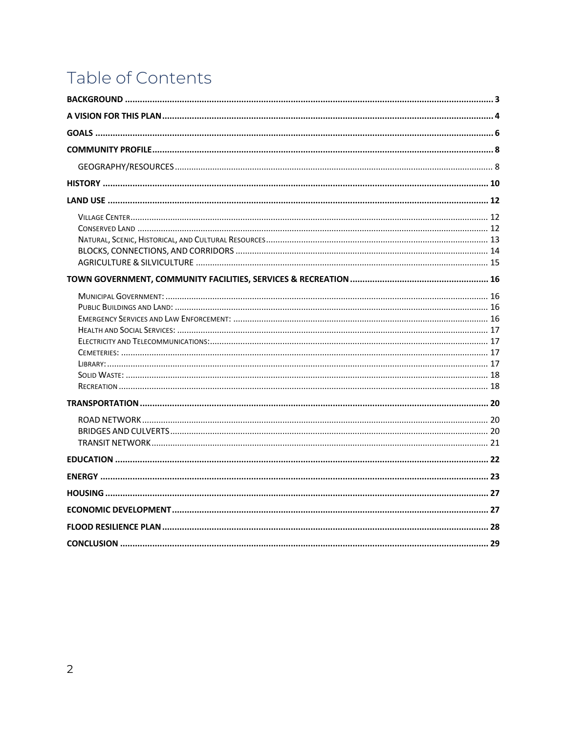# Table of Contents

**BACKGROUND** ..... **3**

**A VISION FOR THIS PLAN** ..... **4**

**GOALS** ..... **6**

**COMMUNITY PROFILE** ..... **8**

- GEOGRAPHY/RESOURCES ..... 8

**HISTORY** ..... **10**

**LAND USE** ..... **12**

- Village Center ..... 12
- Conserved Land ..... 12
- Natural, Scenic, Historical, and Cultural Resources ..... 13
- BLOCKS, CONNECTIONS, AND CORRIDORS ..... 14
- AGRICULTURE & SILVICULTURE ..... 15

**TOWN GOVERNMENT, COMMUNITY FACILITIES, SERVICES & RECREATION** ..... **16**

- Municipal Government: ..... 16
- Public Buildings and Land: ..... 16
- Emergency Services and Law Enforcement: ..... 16
- Health and Social Services: ..... 17
- Electricity and Telecommunications: ..... 17
- Cemeteries: ..... 17
- Library: ..... 17
- Solid Waste: ..... 18
- Recreation ..... 18

**TRANSPORTATION** ..... **20**

- ROAD NETWORK ..... 20
- BRIDGES AND CULVERTS ..... 20
- TRANSIT NETWORK ..... 21

**EDUCATION** ..... **22**

**ENERGY** ..... **23**

**HOUSING** ..... **27**

**ECONOMIC DEVELOPMENT** ..... **27**

**FLOOD RESILIENCE PLAN** ..... **28**

**CONCLUSION** ..... **29**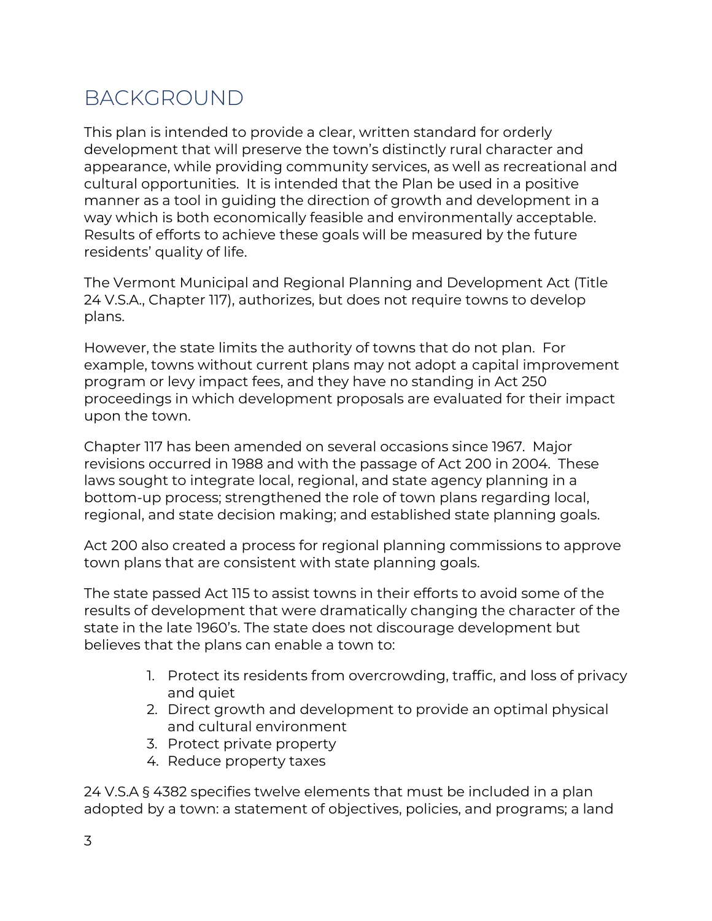# BACKGROUND

This plan is intended to provide a clear, written standard for orderly development that will preserve the town's distinctly rural character and appearance, while providing community services, as well as recreational and cultural opportunities.  It is intended that the Plan be used in a positive manner as a tool in guiding the direction of growth and development in a way which is both economically feasible and environmentally acceptable.  Results of efforts to achieve these goals will be measured by the future residents' quality of life.

The Vermont Municipal and Regional Planning and Development Act (Title 24 V.S.A., Chapter 117), authorizes, but does not require towns to develop plans.

However, the state limits the authority of towns that do not plan.  For example, towns without current plans may not adopt a capital improvement program or levy impact fees, and they have no standing in Act 250 proceedings in which development proposals are evaluated for their impact upon the town.

Chapter 117 has been amended on several occasions since 1967.  Major revisions occurred in 1988 and with the passage of Act 200 in 2004.  These laws sought to integrate local, regional, and state agency planning in a bottom-up process; strengthened the role of town plans regarding local, regional, and state decision making; and established state planning goals.

Act 200 also created a process for regional planning commissions to approve town plans that are consistent with state planning goals.

The state passed Act 115 to assist towns in their efforts to avoid some of the results of development that were dramatically changing the character of the state in the late 1960's. The state does not discourage development but believes that the plans can enable a town to:

1. Protect its residents from overcrowding, traffic, and loss of privacy and quiet
2. Direct growth and development to provide an optimal physical and cultural environment
3. Protect private property
4. Reduce property taxes

24 V.S.A § 4382 specifies twelve elements that must be included in a plan adopted by a town: a statement of objectives, policies, and programs; a land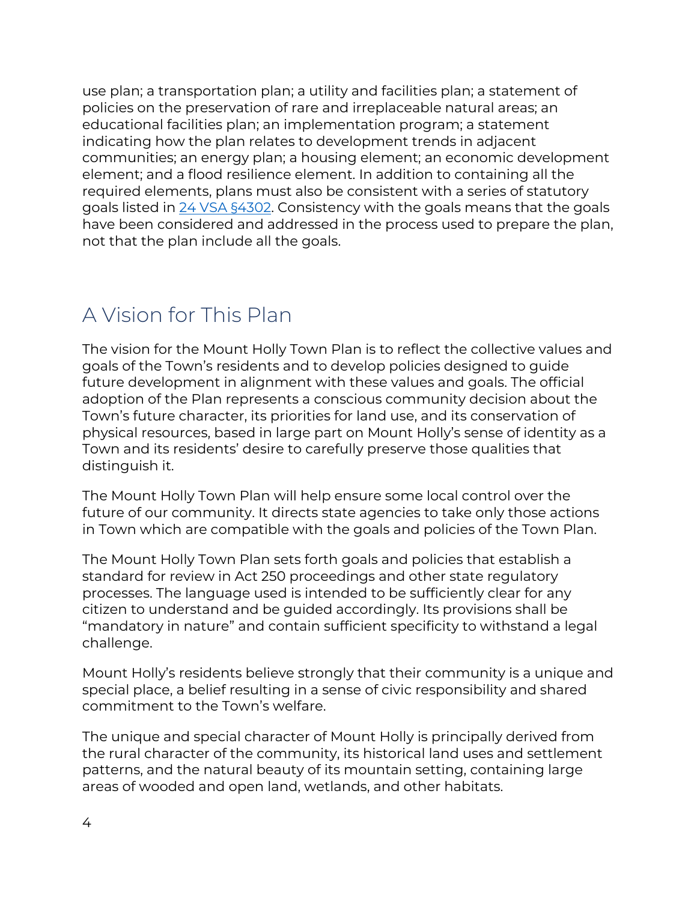use plan; a transportation plan; a utility and facilities plan; a statement of policies on the preservation of rare and irreplaceable natural areas; an educational facilities plan; an implementation program; a statement indicating how the plan relates to development trends in adjacent communities; an energy plan; a housing element; an economic development element; and a flood resilience element. In addition to containing all the required elements, plans must also be consistent with a series of statutory goals listed in 24 VSA §4302. Consistency with the goals means that the goals have been considered and addressed in the process used to prepare the plan, not that the plan include all the goals.

## A Vision for This Plan

The vision for the Mount Holly Town Plan is to reflect the collective values and goals of the Town's residents and to develop policies designed to guide future development in alignment with these values and goals. The official adoption of the Plan represents a conscious community decision about the Town's future character, its priorities for land use, and its conservation of physical resources, based in large part on Mount Holly's sense of identity as a Town and its residents' desire to carefully preserve those qualities that distinguish it.

The Mount Holly Town Plan will help ensure some local control over the future of our community. It directs state agencies to take only those actions in Town which are compatible with the goals and policies of the Town Plan.

The Mount Holly Town Plan sets forth goals and policies that establish a standard for review in Act 250 proceedings and other state regulatory processes. The language used is intended to be sufficiently clear for any citizen to understand and be guided accordingly. Its provisions shall be "mandatory in nature" and contain sufficient specificity to withstand a legal challenge.

Mount Holly's residents believe strongly that their community is a unique and special place, a belief resulting in a sense of civic responsibility and shared commitment to the Town's welfare.

The unique and special character of Mount Holly is principally derived from the rural character of the community, its historical land uses and settlement patterns, and the natural beauty of its mountain setting, containing large areas of wooded and open land, wetlands, and other habitats.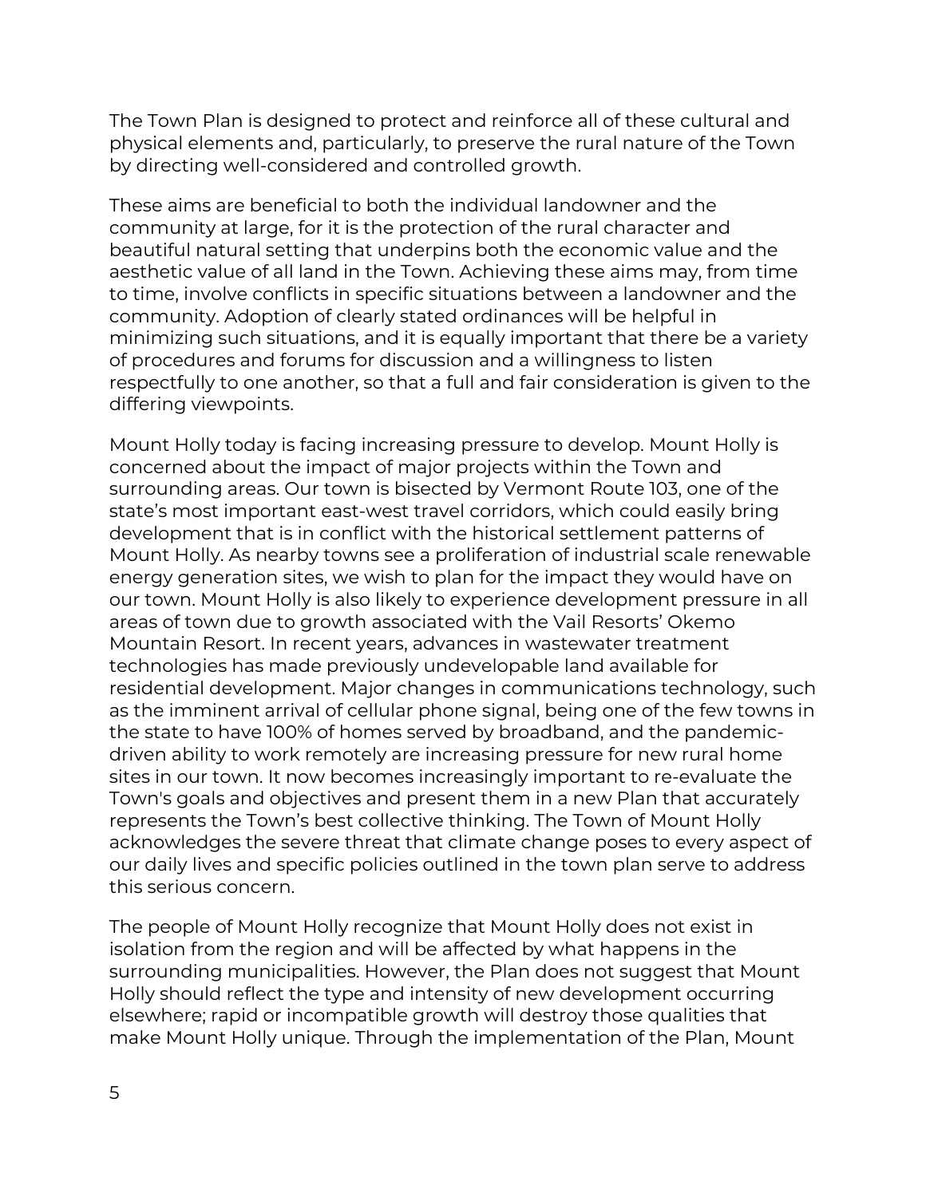The Town Plan is designed to protect and reinforce all of these cultural and physical elements and, particularly, to preserve the rural nature of the Town by directing well-considered and controlled growth.

These aims are beneficial to both the individual landowner and the community at large, for it is the protection of the rural character and beautiful natural setting that underpins both the economic value and the aesthetic value of all land in the Town. Achieving these aims may, from time to time, involve conflicts in specific situations between a landowner and the community. Adoption of clearly stated ordinances will be helpful in minimizing such situations, and it is equally important that there be a variety of procedures and forums for discussion and a willingness to listen respectfully to one another, so that a full and fair consideration is given to the differing viewpoints.

Mount Holly today is facing increasing pressure to develop. Mount Holly is concerned about the impact of major projects within the Town and surrounding areas. Our town is bisected by Vermont Route 103, one of the state's most important east-west travel corridors, which could easily bring development that is in conflict with the historical settlement patterns of Mount Holly. As nearby towns see a proliferation of industrial scale renewable energy generation sites, we wish to plan for the impact they would have on our town. Mount Holly is also likely to experience development pressure in all areas of town due to growth associated with the Vail Resorts' Okemo Mountain Resort. In recent years, advances in wastewater treatment technologies has made previously undevelopable land available for residential development. Major changes in communications technology, such as the imminent arrival of cellular phone signal, being one of the few towns in the state to have 100% of homes served by broadband, and the pandemic-driven ability to work remotely are increasing pressure for new rural home sites in our town. It now becomes increasingly important to re-evaluate the Town's goals and objectives and present them in a new Plan that accurately represents the Town's best collective thinking. The Town of Mount Holly acknowledges the severe threat that climate change poses to every aspect of our daily lives and specific policies outlined in the town plan serve to address this serious concern.

The people of Mount Holly recognize that Mount Holly does not exist in isolation from the region and will be affected by what happens in the surrounding municipalities. However, the Plan does not suggest that Mount Holly should reflect the type and intensity of new development occurring elsewhere; rapid or incompatible growth will destroy those qualities that make Mount Holly unique. Through the implementation of the Plan, Mount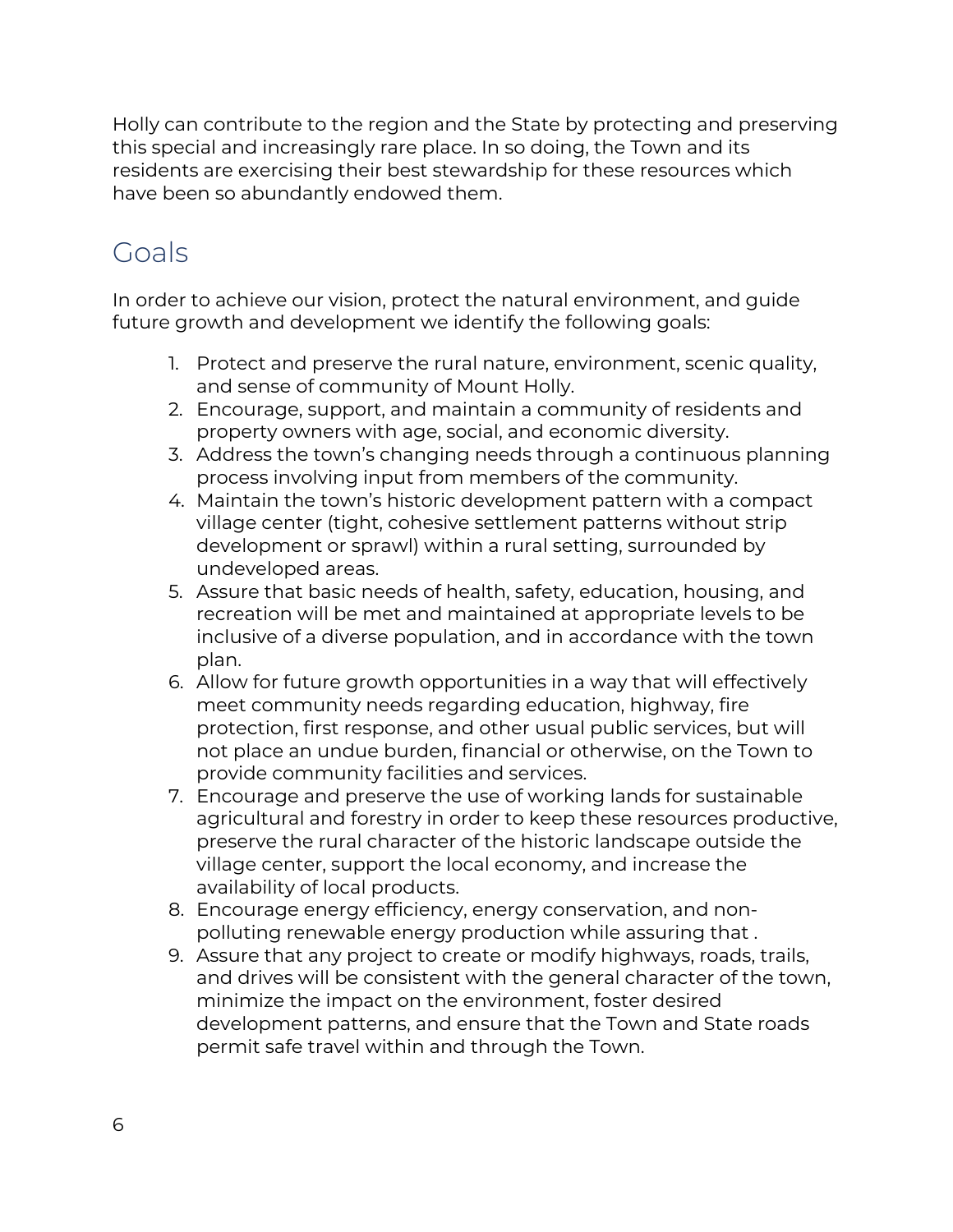Holly can contribute to the region and the State by protecting and preserving this special and increasingly rare place. In so doing, the Town and its residents are exercising their best stewardship for these resources which have been so abundantly endowed them.

## Goals

In order to achieve our vision, protect the natural environment, and guide future growth and development we identify the following goals:

1. Protect and preserve the rural nature, environment, scenic quality, and sense of community of Mount Holly.
2. Encourage, support, and maintain a community of residents and property owners with age, social, and economic diversity.
3. Address the town's changing needs through a continuous planning process involving input from members of the community.
4. Maintain the town's historic development pattern with a compact village center (tight, cohesive settlement patterns without strip development or sprawl) within a rural setting, surrounded by undeveloped areas.
5. Assure that basic needs of health, safety, education, housing, and recreation will be met and maintained at appropriate levels to be inclusive of a diverse population, and in accordance with the town plan.
6. Allow for future growth opportunities in a way that will effectively meet community needs regarding education, highway, fire protection, first response, and other usual public services, but will not place an undue burden, financial or otherwise, on the Town to provide community facilities and services.
7. Encourage and preserve the use of working lands for sustainable agricultural and forestry in order to keep these resources productive, preserve the rural character of the historic landscape outside the village center, support the local economy, and increase the availability of local products.
8. Encourage energy efficiency, energy conservation, and non-polluting renewable energy production while assuring that .
9. Assure that any project to create or modify highways, roads, trails, and drives will be consistent with the general character of the town, minimize the impact on the environment, foster desired development patterns, and ensure that the Town and State roads permit safe travel within and through the Town.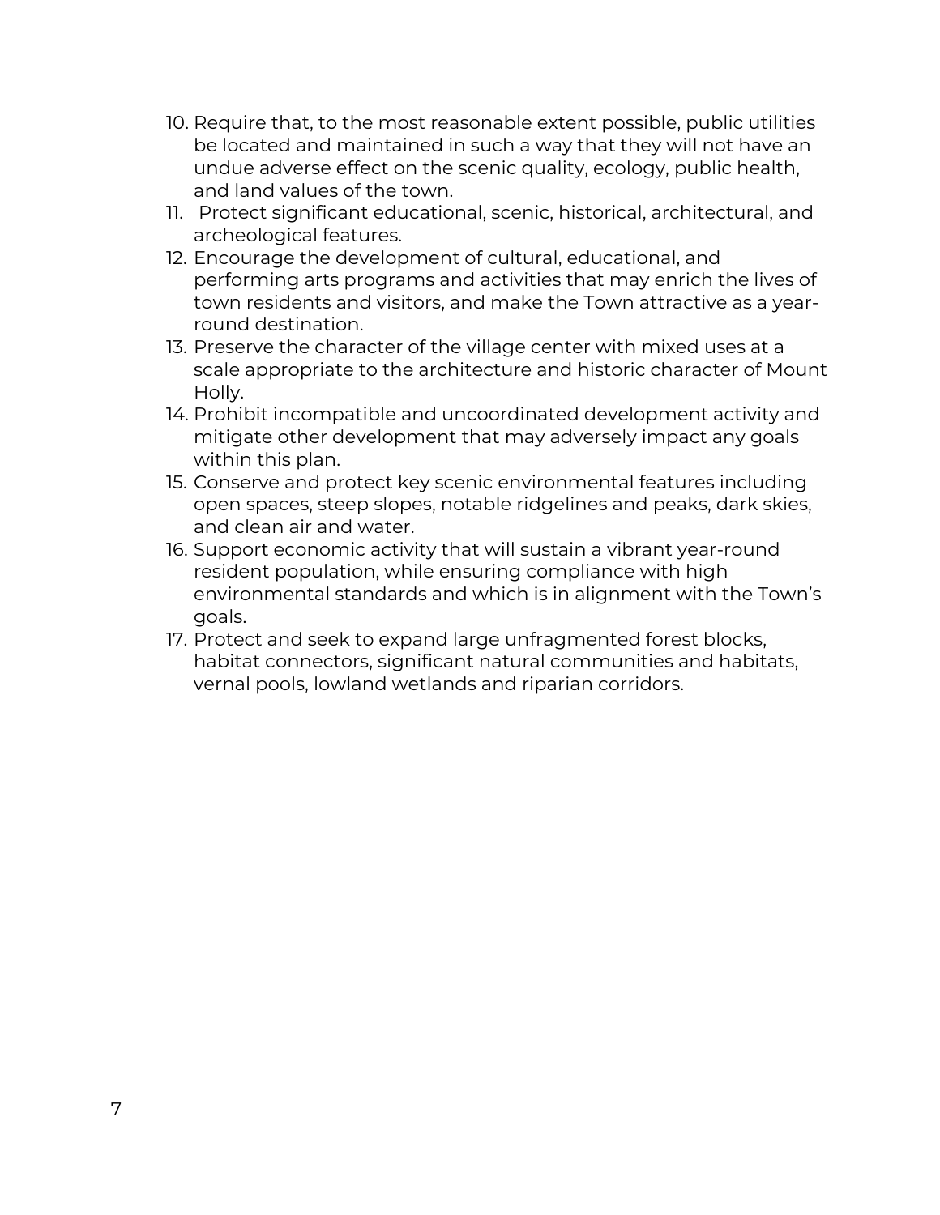10. Require that, to the most reasonable extent possible, public utilities be located and maintained in such a way that they will not have an undue adverse effect on the scenic quality, ecology, public health, and land values of the town.
11. Protect significant educational, scenic, historical, architectural, and archeological features.
12. Encourage the development of cultural, educational, and performing arts programs and activities that may enrich the lives of town residents and visitors, and make the Town attractive as a year-round destination.
13. Preserve the character of the village center with mixed uses at a scale appropriate to the architecture and historic character of Mount Holly.
14. Prohibit incompatible and uncoordinated development activity and mitigate other development that may adversely impact any goals within this plan.
15. Conserve and protect key scenic environmental features including open spaces, steep slopes, notable ridgelines and peaks, dark skies, and clean air and water.
16. Support economic activity that will sustain a vibrant year-round resident population, while ensuring compliance with high environmental standards and which is in alignment with the Town's goals.
17. Protect and seek to expand large unfragmented forest blocks, habitat connectors, significant natural communities and habitats, vernal pools, lowland wetlands and riparian corridors.